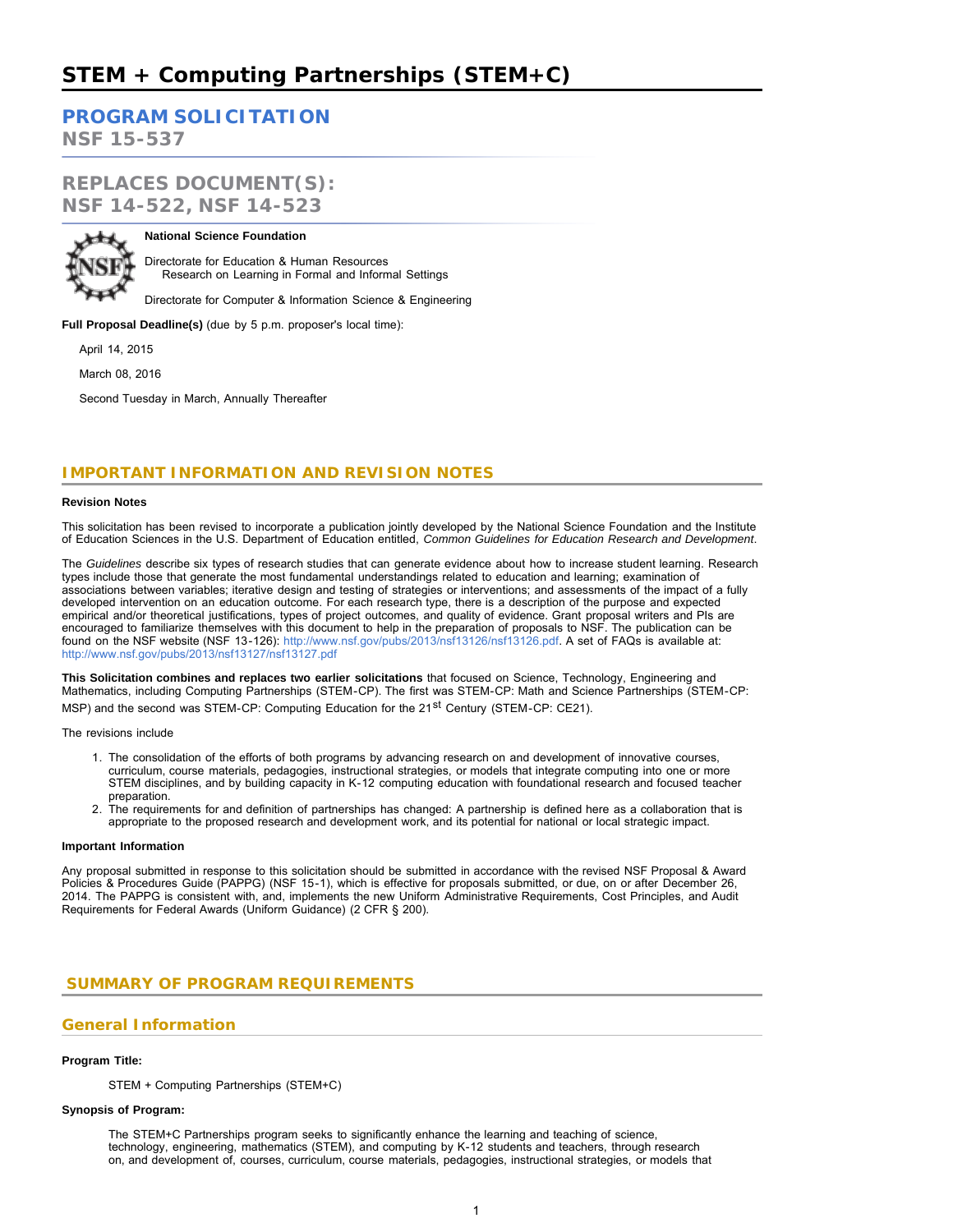# STEM + Computing Partnerships (STEM+C)

## PROGRAM SOLICITATION

NSF 15-537

## REPLACES DOCUMENT(S):

NSF 14-522, NSF 14-523

**National Science Foundation**

Directorate for Education & Human Resources
Research on Learning in Formal and Informal Settings

Directorate for Computer & Information Science & Engineering

**Full Proposal Deadline(s)** (due by 5 p.m. proposer's local time):

April 14, 2015

March 08, 2016

Second Tuesday in March, Annually Thereafter

## IMPORTANT INFORMATION AND REVISION NOTES

**Revision Notes**

This solicitation has been revised to incorporate a publication jointly developed by the National Science Foundation and the Institute of Education Sciences in the U.S. Department of Education entitled, *Common Guidelines for Education Research and Development*.

The *Guidelines* describe six types of research studies that can generate evidence about how to increase student learning. Research types include those that generate the most fundamental understandings related to education and learning; examination of associations between variables; iterative design and testing of strategies or interventions; and assessments of the impact of a fully developed intervention on an education outcome. For each research type, there is a description of the purpose and expected empirical and/or theoretical justifications, types of project outcomes, and quality of evidence. Grant proposal writers and PIs are encouraged to familiarize themselves with this document to help in the preparation of proposals to NSF. The publication can be found on the NSF website (NSF 13-126): http://www.nsf.gov/pubs/2013/nsf13126/nsf13126.pdf. A set of FAQs is available at: http://www.nsf.gov/pubs/2013/nsf13127/nsf13127.pdf

**This Solicitation combines and replaces two earlier solicitations** that focused on Science, Technology, Engineering and Mathematics, including Computing Partnerships (STEM-CP). The first was STEM-CP: Math and Science Partnerships (STEM-CP: MSP) and the second was STEM-CP: Computing Education for the 21st Century (STEM-CP: CE21).

The revisions include

1. The consolidation of the efforts of both programs by advancing research on and development of innovative courses, curriculum, course materials, pedagogies, instructional strategies, or models that integrate computing into one or more STEM disciplines, and by building capacity in K-12 computing education with foundational research and focused teacher preparation.
2. The requirements for and definition of partnerships has changed: A partnership is defined here as a collaboration that is appropriate to the proposed research and development work, and its potential for national or local strategic impact.

**Important Information**

Any proposal submitted in response to this solicitation should be submitted in accordance with the revised NSF Proposal & Award Policies & Procedures Guide (PAPPG) (NSF 15-1), which is effective for proposals submitted, or due, on or after December 26, 2014. The PAPPG is consistent with, and, implements the new Uniform Administrative Requirements, Cost Principles, and Audit Requirements for Federal Awards (Uniform Guidance) (2 CFR § 200).

## SUMMARY OF PROGRAM REQUIREMENTS

### General Information

**Program Title:**

STEM + Computing Partnerships (STEM+C)

**Synopsis of Program:**

The STEM+C Partnerships program seeks to significantly enhance the learning and teaching of science, technology, engineering, mathematics (STEM), and computing by K-12 students and teachers, through research on, and development of, courses, curriculum, course materials, pedagogies, instructional strategies, or models that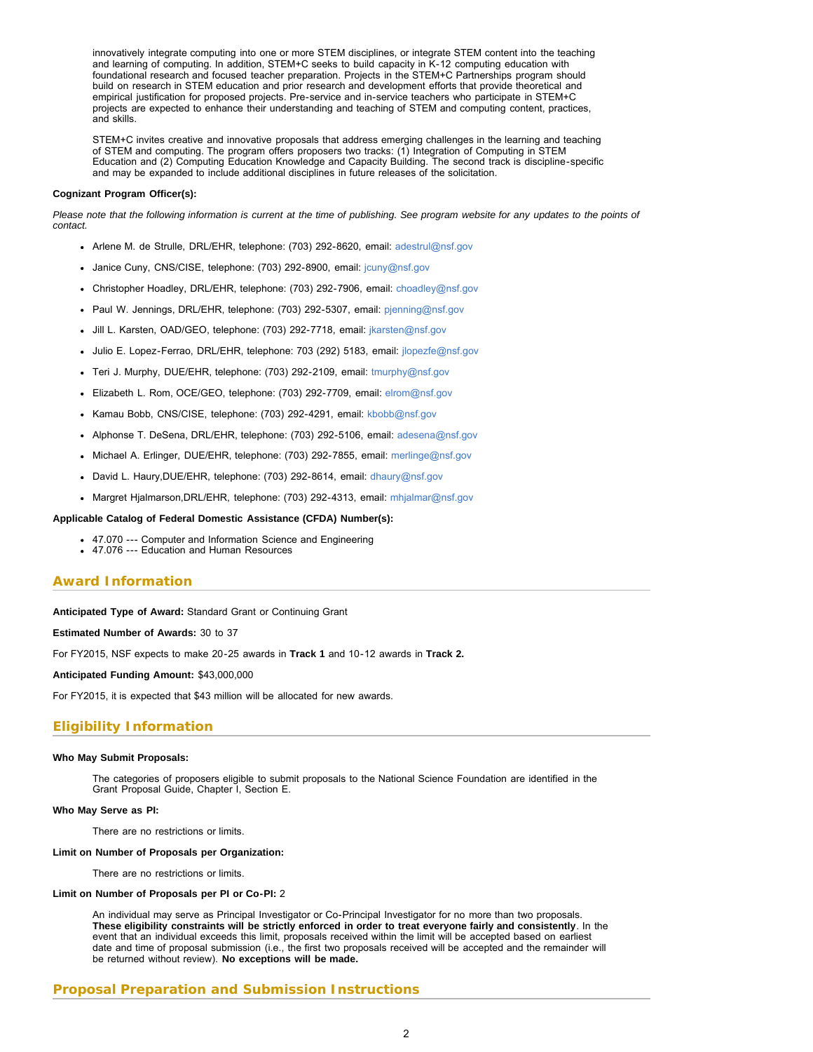innovatively integrate computing into one or more STEM disciplines, or integrate STEM content into the teaching and learning of computing. In addition, STEM+C seeks to build capacity in K-12 computing education with foundational research and focused teacher preparation. Projects in the STEM+C Partnerships program should build on research in STEM education and prior research and development efforts that provide theoretical and empirical justification for proposed projects. Pre-service and in-service teachers who participate in STEM+C projects are expected to enhance their understanding and teaching of STEM and computing content, practices, and skills.

STEM+C invites creative and innovative proposals that address emerging challenges in the learning and teaching of STEM and computing. The program offers proposers two tracks: (1) Integration of Computing in STEM Education and (2) Computing Education Knowledge and Capacity Building. The second track is discipline-specific and may be expanded to include additional disciplines in future releases of the solicitation.

**Cognizant Program Officer(s):**

*Please note that the following information is current at the time of publishing. See program website for any updates to the points of contact.*

- Arlene M. de Strulle, DRL/EHR, telephone: (703) 292-8620, email: adestrul@nsf.gov
- Janice Cuny, CNS/CISE, telephone: (703) 292-8900, email: jcuny@nsf.gov
- Christopher Hoadley, DRL/EHR, telephone: (703) 292-7906, email: choadley@nsf.gov
- Paul W. Jennings, DRL/EHR, telephone: (703) 292-5307, email: pjenning@nsf.gov
- Jill L. Karsten, OAD/GEO, telephone: (703) 292-7718, email: jkarsten@nsf.gov
- Julio E. Lopez-Ferrao, DRL/EHR, telephone: 703 (292) 5183, email: jlopezfe@nsf.gov
- Teri J. Murphy, DUE/EHR, telephone: (703) 292-2109, email: tmurphy@nsf.gov
- Elizabeth L. Rom, OCE/GEO, telephone: (703) 292-7709, email: elrom@nsf.gov
- Kamau Bobb, CNS/CISE, telephone: (703) 292-4291, email: kbobb@nsf.gov
- Alphonse T. DeSena, DRL/EHR, telephone: (703) 292-5106, email: adesena@nsf.gov
- Michael A. Erlinger, DUE/EHR, telephone: (703) 292-7855, email: merlinge@nsf.gov
- David L. Haury,DUE/EHR, telephone: (703) 292-8614, email: dhaury@nsf.gov
- Margret Hjalmarson,DRL/EHR, telephone: (703) 292-4313, email: mhjalmar@nsf.gov

**Applicable Catalog of Federal Domestic Assistance (CFDA) Number(s):**

- 47.070 --- Computer and Information Science and Engineering
- 47.076 --- Education and Human Resources

## Award Information

**Anticipated Type of Award:** Standard Grant or Continuing Grant

**Estimated Number of Awards:** 30 to 37

For FY2015, NSF expects to make 20-25 awards in **Track 1** and 10-12 awards in **Track 2.**

**Anticipated Funding Amount:** $43,000,000

For FY2015, it is expected that $43 million will be allocated for new awards.

## Eligibility Information

**Who May Submit Proposals:**

The categories of proposers eligible to submit proposals to the National Science Foundation are identified in the Grant Proposal Guide, Chapter I, Section E.

**Who May Serve as PI:**

There are no restrictions or limits.

**Limit on Number of Proposals per Organization:**

There are no restrictions or limits.

**Limit on Number of Proposals per PI or Co-PI:** 2

An individual may serve as Principal Investigator or Co-Principal Investigator for no more than two proposals. **These eligibility constraints will be strictly enforced in order to treat everyone fairly and consistently**. In the event that an individual exceeds this limit, proposals received within the limit will be accepted based on earliest date and time of proposal submission (i.e., the first two proposals received will be accepted and the remainder will be returned without review). **No exceptions will be made.**

## Proposal Preparation and Submission Instructions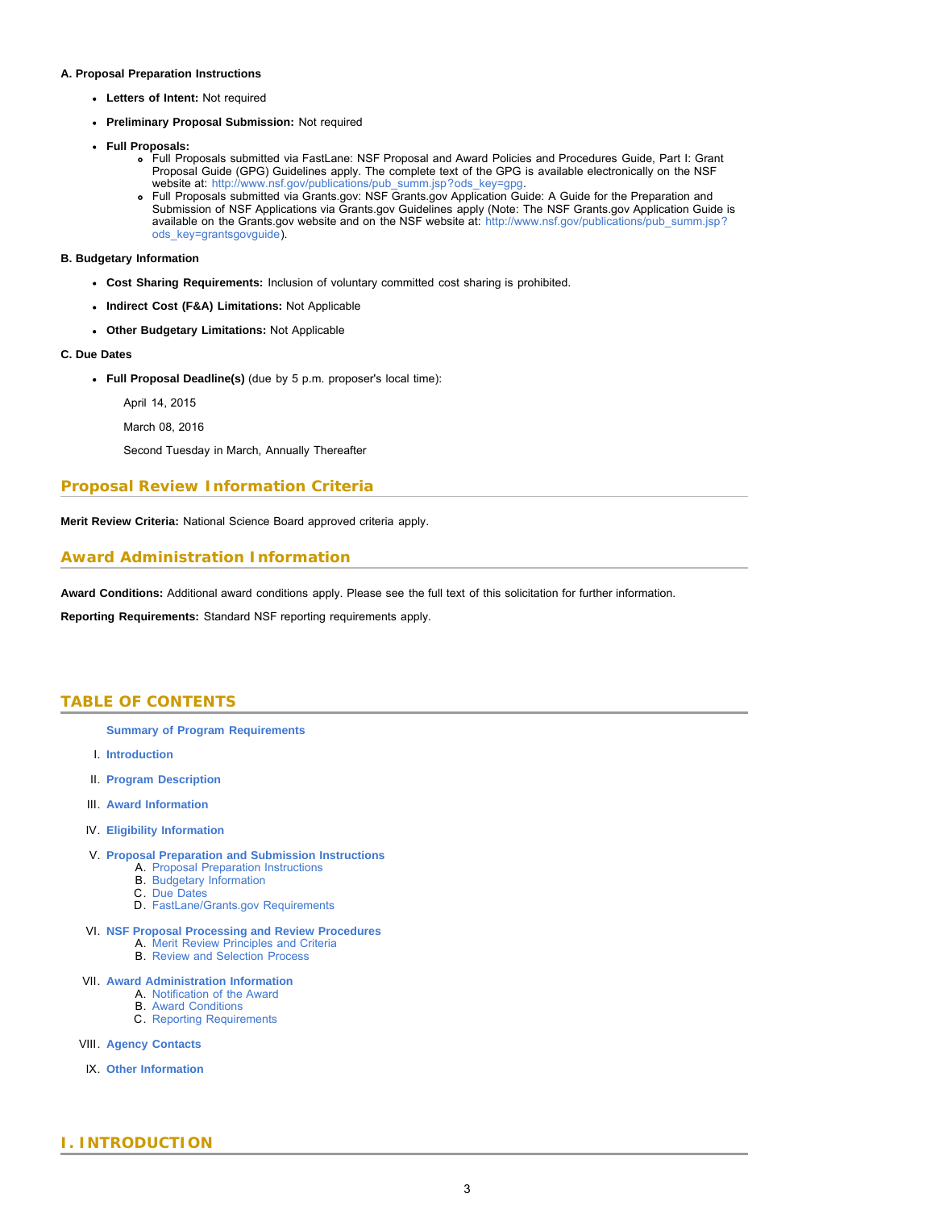**A. Proposal Preparation Instructions**

- **Letters of Intent:** Not required
- **Preliminary Proposal Submission:** Not required
- **Full Proposals:**
  - Full Proposals submitted via FastLane: NSF Proposal and Award Policies and Procedures Guide, Part I: Grant Proposal Guide (GPG) Guidelines apply. The complete text of the GPG is available electronically on the NSF website at: http://www.nsf.gov/publications/pub_summ.jsp?ods_key=gpg.
  - Full Proposals submitted via Grants.gov: NSF Grants.gov Application Guide: A Guide for the Preparation and Submission of NSF Applications via Grants.gov Guidelines apply (Note: The NSF Grants.gov Application Guide is available on the Grants.gov website and on the NSF website at: http://www.nsf.gov/publications/pub_summ.jsp?ods_key=grantsgovguide).

**B. Budgetary Information**

- **Cost Sharing Requirements:** Inclusion of voluntary committed cost sharing is prohibited.
- **Indirect Cost (F&A) Limitations:** Not Applicable
- **Other Budgetary Limitations:** Not Applicable

**C. Due Dates**

- **Full Proposal Deadline(s)** (due by 5 p.m. proposer's local time):

  April 14, 2015

  March 08, 2016

  Second Tuesday in March, Annually Thereafter

## Proposal Review Information Criteria

**Merit Review Criteria:** National Science Board approved criteria apply.

## Award Administration Information

**Award Conditions:** Additional award conditions apply. Please see the full text of this solicitation for further information.

**Reporting Requirements:** Standard NSF reporting requirements apply.

## TABLE OF CONTENTS

**Summary of Program Requirements**

I. **Introduction**

II. **Program Description**

III. **Award Information**

IV. **Eligibility Information**

V. **Proposal Preparation and Submission Instructions**
   A. Proposal Preparation Instructions
   B. Budgetary Information
   C. Due Dates
   D. FastLane/Grants.gov Requirements

VI. **NSF Proposal Processing and Review Procedures**
   A. Merit Review Principles and Criteria
   B. Review and Selection Process

VII. **Award Administration Information**
   A. Notification of the Award
   B. Award Conditions
   C. Reporting Requirements

VIII. **Agency Contacts**

IX. **Other Information**

## I. INTRODUCTION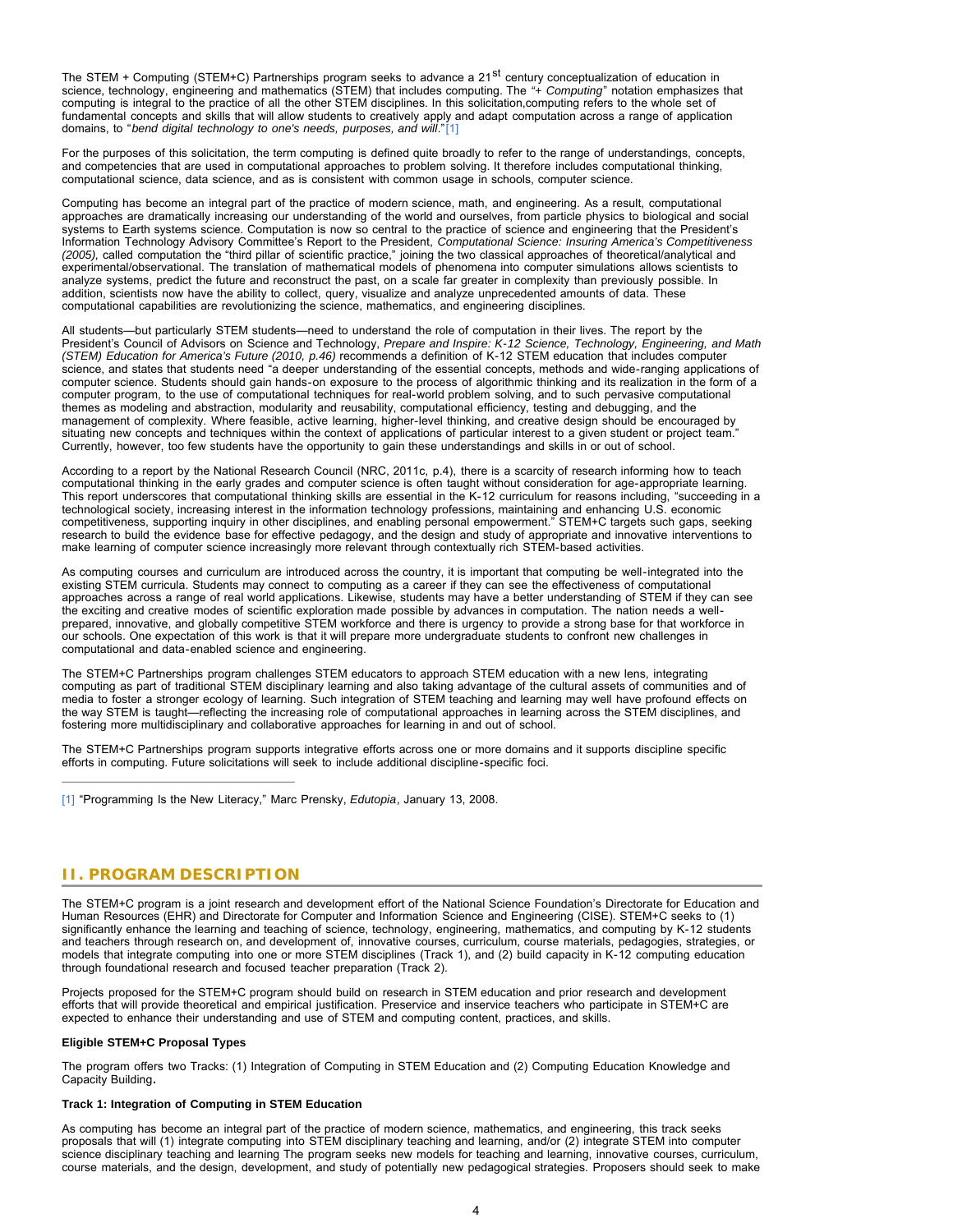The STEM + Computing (STEM+C) Partnerships program seeks to advance a 21st century conceptualization of education in science, technology, engineering and mathematics (STEM) that includes computing. The "*+ Computing*" notation emphasizes that computing is integral to the practice of all the other STEM disciplines. In this solicitation,computing refers to the whole set of fundamental concepts and skills that will allow students to creatively apply and adapt computation across a range of application domains, to "*bend digital technology to one's needs, purposes, and will*."[1]

For the purposes of this solicitation, the term computing is defined quite broadly to refer to the range of understandings, concepts, and competencies that are used in computational approaches to problem solving. It therefore includes computational thinking, computational science, data science, and as is consistent with common usage in schools, computer science.

Computing has become an integral part of the practice of modern science, math, and engineering. As a result, computational approaches are dramatically increasing our understanding of the world and ourselves, from particle physics to biological and social systems to Earth systems science. Computation is now so central to the practice of science and engineering that the President's Information Technology Advisory Committee's Report to the President, *Computational Science: Insuring America's Competitiveness (2005),* called computation the "third pillar of scientific practice," joining the two classical approaches of theoretical/analytical and experimental/observational. The translation of mathematical models of phenomena into computer simulations allows scientists to analyze systems, predict the future and reconstruct the past, on a scale far greater in complexity than previously possible. In addition, scientists now have the ability to collect, query, visualize and analyze unprecedented amounts of data. These computational capabilities are revolutionizing the science, mathematics, and engineering disciplines.

All students—but particularly STEM students—need to understand the role of computation in their lives. The report by the President's Council of Advisors on Science and Technology, *Prepare and Inspire: K-12 Science, Technology, Engineering, and Math (STEM) Education for America's Future (2010, p.46)* recommends a definition of K-12 STEM education that includes computer science, and states that students need "a deeper understanding of the essential concepts, methods and wide-ranging applications of computer science. Students should gain hands-on exposure to the process of algorithmic thinking and its realization in the form of a computer program, to the use of computational techniques for real-world problem solving, and to such pervasive computational themes as modeling and abstraction, modularity and reusability, computational efficiency, testing and debugging, and the management of complexity. Where feasible, active learning, higher-level thinking, and creative design should be encouraged by situating new concepts and techniques within the context of applications of particular interest to a given student or project team." Currently, however, too few students have the opportunity to gain these understandings and skills in or out of school.

According to a report by the National Research Council (NRC, 2011c, p.4), there is a scarcity of research informing how to teach computational thinking in the early grades and computer science is often taught without consideration for age-appropriate learning. This report underscores that computational thinking skills are essential in the K-12 curriculum for reasons including, "succeeding in a technological society, increasing interest in the information technology professions, maintaining and enhancing U.S. economic competitiveness, supporting inquiry in other disciplines, and enabling personal empowerment." STEM+C targets such gaps, seeking research to build the evidence base for effective pedagogy, and the design and study of appropriate and innovative interventions to make learning of computer science increasingly more relevant through contextually rich STEM-based activities.

As computing courses and curriculum are introduced across the country, it is important that computing be well-integrated into the existing STEM curricula. Students may connect to computing as a career if they can see the effectiveness of computational approaches across a range of real world applications. Likewise, students may have a better understanding of STEM if they can see the exciting and creative modes of scientific exploration made possible by advances in computation. The nation needs a well-prepared, innovative, and globally competitive STEM workforce and there is urgency to provide a strong base for that workforce in our schools. One expectation of this work is that it will prepare more undergraduate students to confront new challenges in computational and data-enabled science and engineering.

The STEM+C Partnerships program challenges STEM educators to approach STEM education with a new lens, integrating computing as part of traditional STEM disciplinary learning and also taking advantage of the cultural assets of communities and of media to foster a stronger ecology of learning. Such integration of STEM teaching and learning may well have profound effects on the way STEM is taught—reflecting the increasing role of computational approaches in learning across the STEM disciplines, and fostering more multidisciplinary and collaborative approaches for learning in and out of school.

The STEM+C Partnerships program supports integrative efforts across one or more domains and it supports discipline specific efforts in computing. Future solicitations will seek to include additional discipline-specific foci.

---

[1] "Programming Is the New Literacy," Marc Prensky, *Edutopia*, January 13, 2008.

## II. PROGRAM DESCRIPTION

The STEM+C program is a joint research and development effort of the National Science Foundation's Directorate for Education and Human Resources (EHR) and Directorate for Computer and Information Science and Engineering (CISE). STEM+C seeks to (1) significantly enhance the learning and teaching of science, technology, engineering, mathematics, and computing by K-12 students and teachers through research on, and development of, innovative courses, curriculum, course materials, pedagogies, strategies, or models that integrate computing into one or more STEM disciplines (Track 1), and (2) build capacity in K-12 computing education through foundational research and focused teacher preparation (Track 2).

Projects proposed for the STEM+C program should build on research in STEM education and prior research and development efforts that will provide theoretical and empirical justification. Preservice and inservice teachers who participate in STEM+C are expected to enhance their understanding and use of STEM and computing content, practices, and skills.

**Eligible STEM+C Proposal Types**

The program offers two Tracks: (1) Integration of Computing in STEM Education and (2) Computing Education Knowledge and Capacity Building**.**

**Track 1: Integration of Computing in STEM Education**

As computing has become an integral part of the practice of modern science, mathematics, and engineering, this track seeks proposals that will (1) integrate computing into STEM disciplinary teaching and learning, and/or (2) integrate STEM into computer science disciplinary teaching and learning The program seeks new models for teaching and learning, innovative courses, curriculum, course materials, and the design, development, and study of potentially new pedagogical strategies. Proposers should seek to make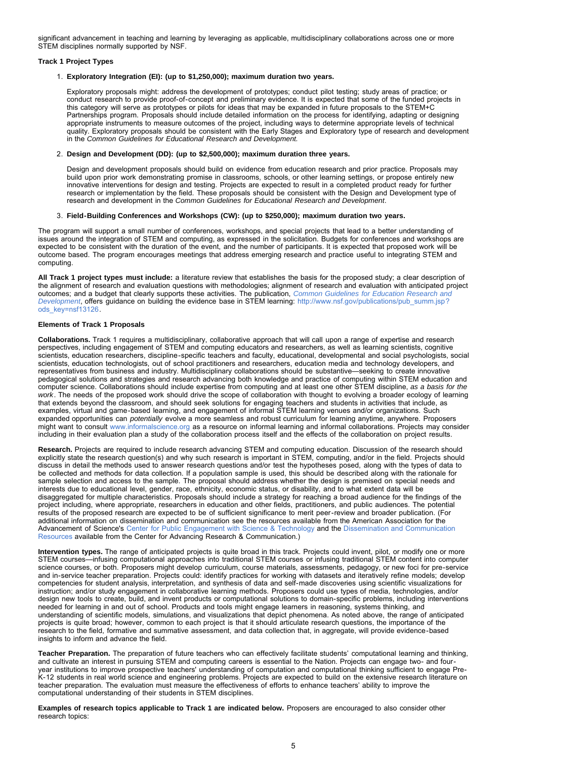significant advancement in teaching and learning by leveraging as applicable, multidisciplinary collaborations across one or more STEM disciplines normally supported by NSF.

**Track 1 Project Types**

1. **Exploratory Integration (EI): (up to $1,250,000); maximum duration two years.**

   Exploratory proposals might: address the development of prototypes; conduct pilot testing; study areas of practice; or conduct research to provide proof-of-concept and preliminary evidence. It is expected that some of the funded projects in this category will serve as prototypes or pilots for ideas that may be expanded in future proposals to the STEM+C Partnerships program. Proposals should include detailed information on the process for identifying, adapting or designing appropriate instruments to measure outcomes of the project, including ways to determine appropriate levels of technical quality. Exploratory proposals should be consistent with the Early Stages and Exploratory type of research and development in the *Common Guidelines for Educational Research and Development.*

2. **Design and Development (DD): (up to $2,500,000); maximum duration three years.**

   Design and development proposals should build on evidence from education research and prior practice. Proposals may build upon prior work demonstrating promise in classrooms, schools, or other learning settings, or propose entirely new innovative interventions for design and testing. Projects are expected to result in a completed product ready for further research or implementation by the field. These proposals should be consistent with the Design and Development type of research and development in the *Common Guidelines for Educational Research and Development*.

3. **Field-Building Conferences and Workshops (CW): (up to $250,000); maximum duration two years.**

The program will support a small number of conferences, workshops, and special projects that lead to a better understanding of issues around the integration of STEM and computing, as expressed in the solicitation. Budgets for conferences and workshops are expected to be consistent with the duration of the event, and the number of participants. It is expected that proposed work will be outcome based. The program encourages meetings that address emerging research and practice useful to integrating STEM and computing.

**All Track 1 project types must include:** a literature review that establishes the basis for the proposed study; a clear description of the alignment of research and evaluation questions with methodologies; alignment of research and evaluation with anticipated project outcomes; and a budget that clearly supports these activities. The publication, *Common Guidelines for Education Research and Development*, offers guidance on building the evidence base in STEM learning: http://www.nsf.gov/publications/pub_summ.jsp?ods_key=nsf13126.

**Elements of Track 1 Proposals**

**Collaborations.** Track 1 requires a multidisciplinary, collaborative approach that will call upon a range of expertise and research perspectives, including engagement of STEM and computing educators and researchers, as well as learning scientists, cognitive scientists, education researchers, discipline-specific teachers and faculty, educational, developmental and social psychologists, social scientists, education technologists, out of school practitioners and researchers, education media and technology developers, and representatives from business and industry. Multidisciplinary collaborations should be substantive—seeking to create innovative pedagogical solutions and strategies and research advancing both knowledge and practice of computing within STEM education and computer science. Collaborations should include expertise from computing and at least one other STEM discipline, *as a basis for the work*. The needs of the proposed work should drive the scope of collaboration with thought to evolving a broader ecology of learning that extends beyond the classroom, and should seek solutions for engaging teachers and students in activities that include, as examples, virtual and game-based learning, and engagement of informal STEM learning venues and/or organizations. Such expanded opportunities can *potentially* evolve a more seamless and robust curriculum for learning anytime, anywhere. Proposers might want to consult www.informalscience.org as a resource on informal learning and informal collaborations. Projects may consider including in their evaluation plan a study of the collaboration process itself and the effects of the collaboration on project results.

**Research.** Projects are required to include research advancing STEM and computing education. Discussion of the research should explicitly state the research question(s) and why such research is important in STEM, computing, and/or in the field. Projects should discuss in detail the methods used to answer research questions and/or test the hypotheses posed, along with the types of data to be collected and methods for data collection. If a population sample is used, this should be described along with the rationale for sample selection and access to the sample. The proposal should address whether the design is premised on special needs and interests due to educational level, gender, race, ethnicity, economic status, or disability, and to what extent data will be disaggregated for multiple characteristics. Proposals should include a strategy for reaching a broad audience for the findings of the project including, where appropriate, researchers in education and other fields, practitioners, and public audiences. The potential results of the proposed research are expected to be of sufficient significance to merit peer-review and broader publication. (For additional information on dissemination and communication see the resources available from the American Association for the Advancement of Science's Center for Public Engagement with Science & Technology and the Dissemination and Communication Resources available from the Center for Advancing Research & Communication.)

**Intervention types.** The range of anticipated projects is quite broad in this track. Projects could invent, pilot, or modify one or more STEM courses—infusing computational approaches into traditional STEM courses or infusing traditional STEM content into computer science courses, or both. Proposers might develop curriculum, course materials, assessments, pedagogy, or new foci for pre-service and in-service teacher preparation. Projects could: identify practices for working with datasets and iteratively refine models; develop competencies for student analysis, interpretation, and synthesis of data and self-made discoveries using scientific visualizations for instruction; and/or study engagement in collaborative learning methods. Proposers could use types of media, technologies, and/or design new tools to create, build, and invent products or computational solutions to domain-specific problems, including interventions needed for learning in and out of school. Products and tools might engage learners in reasoning, systems thinking, and understanding of scientific models, simulations, and visualizations that depict phenomena. As noted above, the range of anticipated projects is quite broad; however, common to each project is that it should articulate research questions, the importance of the research to the field, formative and summative assessment, and data collection that, in aggregate, will provide evidence-based insights to inform and advance the field.

**Teacher Preparation.** The preparation of future teachers who can effectively facilitate students' computational learning and thinking, and cultivate an interest in pursuing STEM and computing careers is essential to the Nation. Projects can engage two- and four-year institutions to improve prospective teachers' understanding of computation and computational thinking sufficient to engage Pre-K-12 students in real world science and engineering problems. Projects are expected to build on the extensive research literature on teacher preparation. The evaluation must measure the effectiveness of efforts to enhance teachers' ability to improve the computational understanding of their students in STEM disciplines.

**Examples of research topics applicable to Track 1 are indicated below.** Proposers are encouraged to also consider other research topics: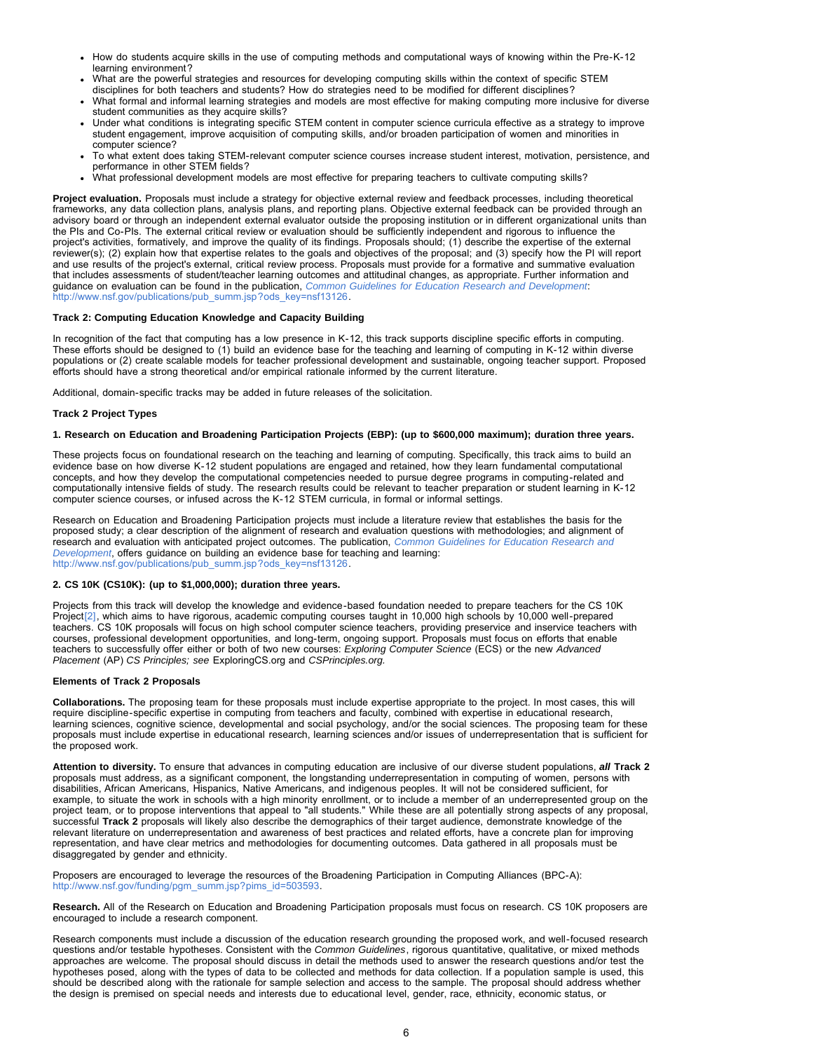- How do students acquire skills in the use of computing methods and computational ways of knowing within the Pre-K-12 learning environment?
- What are the powerful strategies and resources for developing computing skills within the context of specific STEM disciplines for both teachers and students? How do strategies need to be modified for different disciplines?
- What formal and informal learning strategies and models are most effective for making computing more inclusive for diverse student communities as they acquire skills?
- Under what conditions is integrating specific STEM content in computer science curricula effective as a strategy to improve student engagement, improve acquisition of computing skills, and/or broaden participation of women and minorities in computer science?
- To what extent does taking STEM-relevant computer science courses increase student interest, motivation, persistence, and performance in other STEM fields?
- What professional development models are most effective for preparing teachers to cultivate computing skills?

**Project evaluation.** Proposals must include a strategy for objective external review and feedback processes, including theoretical frameworks, any data collection plans, analysis plans, and reporting plans. Objective external feedback can be provided through an advisory board or through an independent external evaluator outside the proposing institution or in different organizational units than the PIs and Co-PIs. The external critical review or evaluation should be sufficiently independent and rigorous to influence the project's activities, formatively, and improve the quality of its findings. Proposals should; (1) describe the expertise of the external reviewer(s); (2) explain how that expertise relates to the goals and objectives of the proposal; and (3) specify how the PI will report and use results of the project's external, critical review process. Proposals must provide for a formative and summative evaluation that includes assessments of student/teacher learning outcomes and attitudinal changes, as appropriate. Further information and guidance on evaluation can be found in the publication, *Common Guidelines for Education Research and Development*: http://www.nsf.gov/publications/pub_summ.jsp?ods_key=nsf13126.

**Track 2: Computing Education Knowledge and Capacity Building**

In recognition of the fact that computing has a low presence in K-12, this track supports discipline specific efforts in computing. These efforts should be designed to (1) build an evidence base for the teaching and learning of computing in K-12 within diverse populations or (2) create scalable models for teacher professional development and sustainable, ongoing teacher support. Proposed efforts should have a strong theoretical and/or empirical rationale informed by the current literature.

Additional, domain-specific tracks may be added in future releases of the solicitation.

**Track 2 Project Types**

**1. Research on Education and Broadening Participation Projects (EBP): (up to $600,000 maximum); duration three years.**

These projects focus on foundational research on the teaching and learning of computing. Specifically, this track aims to build an evidence base on how diverse K-12 student populations are engaged and retained, how they learn fundamental computational concepts, and how they develop the computational competencies needed to pursue degree programs in computing-related and computationally intensive fields of study. The research results could be relevant to teacher preparation or student learning in K-12 computer science courses, or infused across the K-12 STEM curricula, in formal or informal settings.

Research on Education and Broadening Participation projects must include a literature review that establishes the basis for the proposed study; a clear description of the alignment of research and evaluation questions with methodologies; and alignment of research and evaluation with anticipated project outcomes. The publication, *Common Guidelines for Education Research and Development*, offers guidance on building an evidence base for teaching and learning: http://www.nsf.gov/publications/pub_summ.jsp?ods_key=nsf13126.

**2. CS 10K (CS10K): (up to $1,000,000); duration three years.**

Projects from this track will develop the knowledge and evidence-based foundation needed to prepare teachers for the CS 10K Project[2], which aims to have rigorous, academic computing courses taught in 10,000 high schools by 10,000 well-prepared teachers. CS 10K proposals will focus on high school computer science teachers, providing preservice and inservice teachers with courses, professional development opportunities, and long-term, ongoing support. Proposals must focus on efforts that enable teachers to successfully offer either or both of two new courses: *Exploring Computer Science* (ECS) or the new *Advanced Placement* (AP) *CS Principles; see* ExploringCS.org and *CSPrinciples.org.*

**Elements of Track 2 Proposals**

**Collaborations.** The proposing team for these proposals must include expertise appropriate to the project. In most cases, this will require discipline-specific expertise in computing from teachers and faculty, combined with expertise in educational research, learning sciences, cognitive science, developmental and social psychology, and/or the social sciences. The proposing team for these proposals must include expertise in educational research, learning sciences and/or issues of underrepresentation that is sufficient for the proposed work.

**Attention to diversity.** To ensure that advances in computing education are inclusive of our diverse student populations, ***all*** **Track 2** proposals must address, as a significant component, the longstanding underrepresentation in computing of women, persons with disabilities, African Americans, Hispanics, Native Americans, and indigenous peoples. It will not be considered sufficient, for example, to situate the work in schools with a high minority enrollment, or to include a member of an underrepresented group on the project team, or to propose interventions that appeal to "all students." While these are all potentially strong aspects of any proposal, successful **Track 2** proposals will likely also describe the demographics of their target audience, demonstrate knowledge of the relevant literature on underrepresentation and awareness of best practices and related efforts, have a concrete plan for improving representation, and have clear metrics and methodologies for documenting outcomes. Data gathered in all proposals must be disaggregated by gender and ethnicity.

Proposers are encouraged to leverage the resources of the Broadening Participation in Computing Alliances (BPC-A): http://www.nsf.gov/funding/pgm_summ.jsp?pims_id=503593.

**Research.** All of the Research on Education and Broadening Participation proposals must focus on research. CS 10K proposers are encouraged to include a research component.

Research components must include a discussion of the education research grounding the proposed work, and well-focused research questions and/or testable hypotheses. Consistent with the *Common Guidelines*, rigorous quantitative, qualitative, or mixed methods approaches are welcome. The proposal should discuss in detail the methods used to answer the research questions and/or test the hypotheses posed, along with the types of data to be collected and methods for data collection. If a population sample is used, this should be described along with the rationale for sample selection and access to the sample. The proposal should address whether the design is premised on special needs and interests due to educational level, gender, race, ethnicity, economic status, or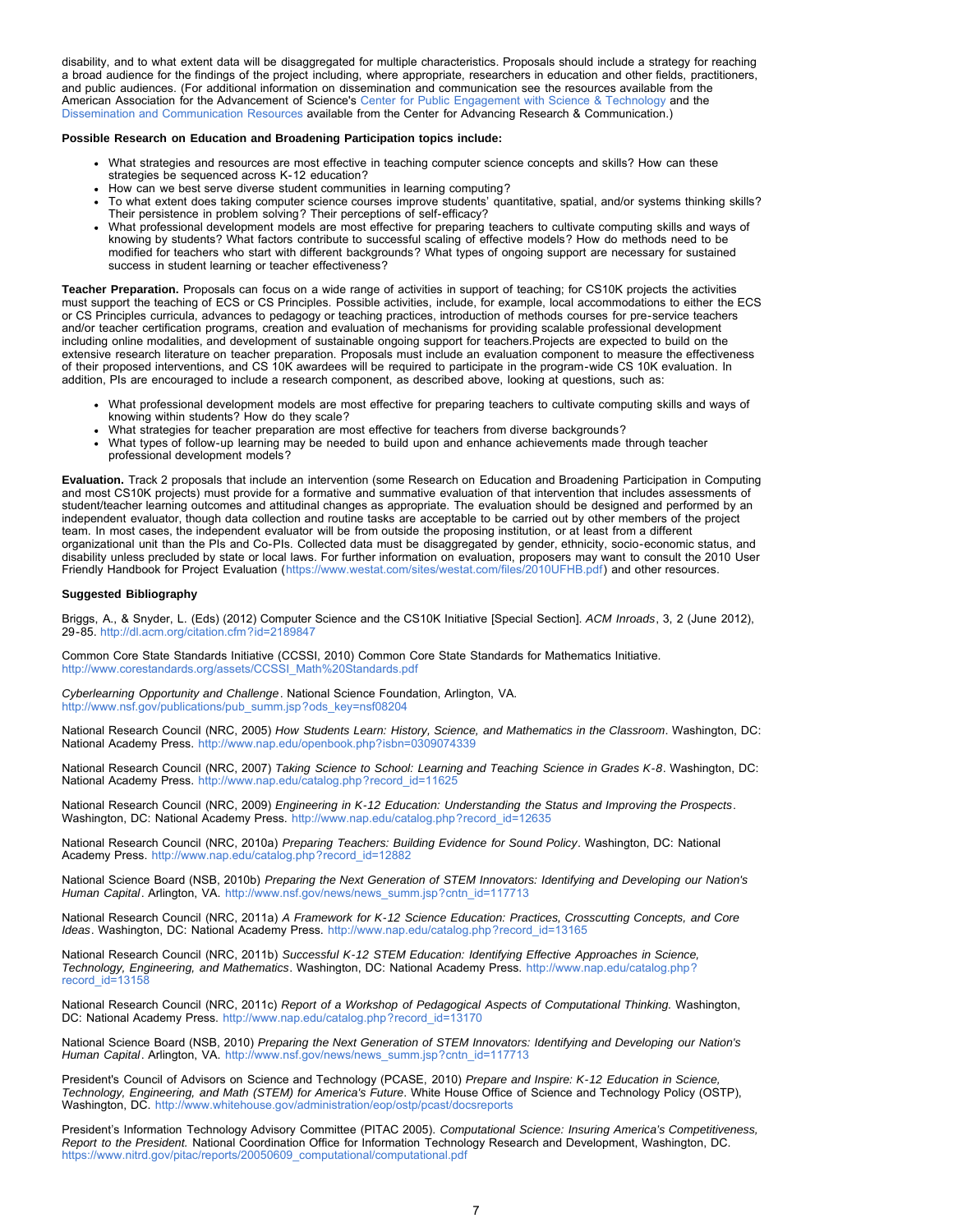disability, and to what extent data will be disaggregated for multiple characteristics. Proposals should include a strategy for reaching a broad audience for the findings of the project including, where appropriate, researchers in education and other fields, practitioners, and public audiences. (For additional information on dissemination and communication see the resources available from the American Association for the Advancement of Science's Center for Public Engagement with Science & Technology and the Dissemination and Communication Resources available from the Center for Advancing Research & Communication.)

**Possible Research on Education and Broadening Participation topics include:**

- What strategies and resources are most effective in teaching computer science concepts and skills? How can these strategies be sequenced across K-12 education?
- How can we best serve diverse student communities in learning computing?
- To what extent does taking computer science courses improve students' quantitative, spatial, and/or systems thinking skills? Their persistence in problem solving? Their perceptions of self-efficacy?
- What professional development models are most effective for preparing teachers to cultivate computing skills and ways of knowing by students? What factors contribute to successful scaling of effective models? How do methods need to be modified for teachers who start with different backgrounds? What types of ongoing support are necessary for sustained success in student learning or teacher effectiveness?

**Teacher Preparation.** Proposals can focus on a wide range of activities in support of teaching; for CS10K projects the activities must support the teaching of ECS or CS Principles. Possible activities, include, for example, local accommodations to either the ECS or CS Principles curricula, advances to pedagogy or teaching practices, introduction of methods courses for pre-service teachers and/or teacher certification programs, creation and evaluation of mechanisms for providing scalable professional development including online modalities, and development of sustainable ongoing support for teachers.Projects are expected to build on the extensive research literature on teacher preparation. Proposals must include an evaluation component to measure the effectiveness of their proposed interventions, and CS 10K awardees will be required to participate in the program-wide CS 10K evaluation. In addition, PIs are encouraged to include a research component, as described above, looking at questions, such as:

- What professional development models are most effective for preparing teachers to cultivate computing skills and ways of knowing within students? How do they scale?
- What strategies for teacher preparation are most effective for teachers from diverse backgrounds?
- What types of follow-up learning may be needed to build upon and enhance achievements made through teacher professional development models?

**Evaluation.** Track 2 proposals that include an intervention (some Research on Education and Broadening Participation in Computing and most CS10K projects) must provide for a formative and summative evaluation of that intervention that includes assessments of student/teacher learning outcomes and attitudinal changes as appropriate. The evaluation should be designed and performed by an independent evaluator, though data collection and routine tasks are acceptable to be carried out by other members of the project team. In most cases, the independent evaluator will be from outside the proposing institution, or at least from a different organizational unit than the PIs and Co-PIs. Collected data must be disaggregated by gender, ethnicity, socio-economic status, and disability unless precluded by state or local laws. For further information on evaluation, proposers may want to consult the 2010 User Friendly Handbook for Project Evaluation (https://www.westat.com/sites/westat.com/files/2010UFHB.pdf) and other resources.

**Suggested Bibliography**

Briggs, A., & Snyder, L. (Eds) (2012) Computer Science and the CS10K Initiative [Special Section]. *ACM Inroads*, 3, 2 (June 2012), 29-85. http://dl.acm.org/citation.cfm?id=2189847

Common Core State Standards Initiative (CCSSI, 2010) Common Core State Standards for Mathematics Initiative. http://www.corestandards.org/assets/CCSSI_Math%20Standards.pdf

*Cyberlearning Opportunity and Challenge*. National Science Foundation, Arlington, VA. http://www.nsf.gov/publications/pub_summ.jsp?ods_key=nsf08204

National Research Council (NRC, 2005) *How Students Learn: History, Science, and Mathematics in the Classroom*. Washington, DC: National Academy Press. http://www.nap.edu/openbook.php?isbn=0309074339

National Research Council (NRC, 2007) *Taking Science to School: Learning and Teaching Science in Grades K-8*. Washington, DC: National Academy Press. http://www.nap.edu/catalog.php?record_id=11625

National Research Council (NRC, 2009) *Engineering in K-12 Education: Understanding the Status and Improving the Prospects*. Washington, DC: National Academy Press. http://www.nap.edu/catalog.php?record_id=12635

National Research Council (NRC, 2010a) *Preparing Teachers: Building Evidence for Sound Policy*. Washington, DC: National Academy Press. http://www.nap.edu/catalog.php?record_id=12882

National Science Board (NSB, 2010b) *Preparing the Next Generation of STEM Innovators: Identifying and Developing our Nation's Human Capital*. Arlington, VA. http://www.nsf.gov/news/news_summ.jsp?cntn_id=117713

National Research Council (NRC, 2011a) *A Framework for K-12 Science Education: Practices, Crosscutting Concepts, and Core Ideas*. Washington, DC: National Academy Press. http://www.nap.edu/catalog.php?record_id=13165

National Research Council (NRC, 2011b) *Successful K-12 STEM Education: Identifying Effective Approaches in Science, Technology, Engineering, and Mathematics*. Washington, DC: National Academy Press. http://www.nap.edu/catalog.php?record_id=13158

National Research Council (NRC, 2011c) *Report of a Workshop of Pedagogical Aspects of Computational Thinking.* Washington, DC: National Academy Press. http://www.nap.edu/catalog.php?record_id=13170

National Science Board (NSB, 2010) *Preparing the Next Generation of STEM Innovators: Identifying and Developing our Nation's Human Capital*. Arlington, VA. http://www.nsf.gov/news/news_summ.jsp?cntn_id=117713

President's Council of Advisors on Science and Technology (PCASE, 2010) *Prepare and Inspire: K-12 Education in Science, Technology, Engineering, and Math (STEM) for America's Future*. White House Office of Science and Technology Policy (OSTP), Washington, DC. http://www.whitehouse.gov/administration/eop/ostp/pcast/docsreports

President's Information Technology Advisory Committee (PITAC 2005). *Computational Science: Insuring America's Competitiveness, Report to the President.* National Coordination Office for Information Technology Research and Development, Washington, DC. https://www.nitrd.gov/pitac/reports/20050609_computational/computational.pdf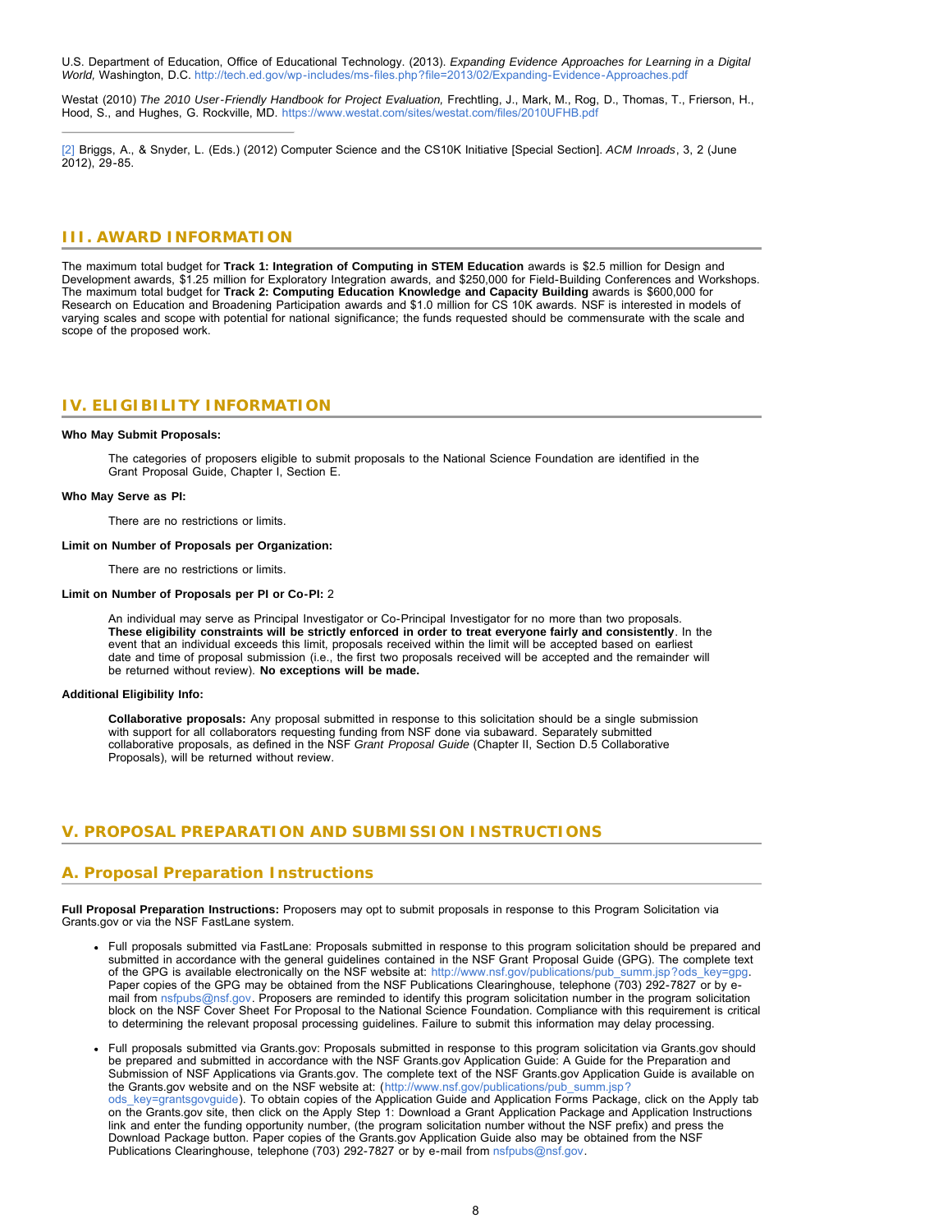U.S. Department of Education, Office of Educational Technology. (2013). *Expanding Evidence Approaches for Learning in a Digital World,* Washington, D.C. http://tech.ed.gov/wp-includes/ms-files.php?file=2013/02/Expanding-Evidence-Approaches.pdf

Westat (2010) *The 2010 User-Friendly Handbook for Project Evaluation,* Frechtling, J., Mark, M., Rog, D., Thomas, T., Frierson, H., Hood, S., and Hughes, G. Rockville, MD. https://www.westat.com/sites/westat.com/files/2010UFHB.pdf

---

[2] Briggs, A., & Snyder, L. (Eds.) (2012) Computer Science and the CS10K Initiative [Special Section]. *ACM Inroads*, 3, 2 (June 2012), 29-85.

## III. AWARD INFORMATION

The maximum total budget for **Track 1: Integration of Computing in STEM Education** awards is $2.5 million for Design and Development awards, $1.25 million for Exploratory Integration awards, and $250,000 for Field-Building Conferences and Workshops. The maximum total budget for **Track 2: Computing Education Knowledge and Capacity Building** awards is $600,000 for Research on Education and Broadening Participation awards and $1.0 million for CS 10K awards. NSF is interested in models of varying scales and scope with potential for national significance; the funds requested should be commensurate with the scale and scope of the proposed work.

## IV. ELIGIBILITY INFORMATION

**Who May Submit Proposals:**

The categories of proposers eligible to submit proposals to the National Science Foundation are identified in the Grant Proposal Guide, Chapter I, Section E.

**Who May Serve as PI:**

There are no restrictions or limits.

**Limit on Number of Proposals per Organization:**

There are no restrictions or limits.

**Limit on Number of Proposals per PI or Co-PI:** 2

An individual may serve as Principal Investigator or Co-Principal Investigator for no more than two proposals. **These eligibility constraints will be strictly enforced in order to treat everyone fairly and consistently**. In the event that an individual exceeds this limit, proposals received within the limit will be accepted based on earliest date and time of proposal submission (i.e., the first two proposals received will be accepted and the remainder will be returned without review). **No exceptions will be made.**

**Additional Eligibility Info:**

**Collaborative proposals:** Any proposal submitted in response to this solicitation should be a single submission with support for all collaborators requesting funding from NSF done via subaward. Separately submitted collaborative proposals, as defined in the NSF *Grant Proposal Guide* (Chapter II, Section D.5 Collaborative Proposals), will be returned without review.

## V. PROPOSAL PREPARATION AND SUBMISSION INSTRUCTIONS

## A. Proposal Preparation Instructions

**Full Proposal Preparation Instructions:** Proposers may opt to submit proposals in response to this Program Solicitation via Grants.gov or via the NSF FastLane system.

- Full proposals submitted via FastLane: Proposals submitted in response to this program solicitation should be prepared and submitted in accordance with the general guidelines contained in the NSF Grant Proposal Guide (GPG). The complete text of the GPG is available electronically on the NSF website at: http://www.nsf.gov/publications/pub_summ.jsp?ods_key=gpg. Paper copies of the GPG may be obtained from the NSF Publications Clearinghouse, telephone (703) 292-7827 or by e-mail from nsfpubs@nsf.gov. Proposers are reminded to identify this program solicitation number in the program solicitation block on the NSF Cover Sheet For Proposal to the National Science Foundation. Compliance with this requirement is critical to determining the relevant proposal processing guidelines. Failure to submit this information may delay processing.
- Full proposals submitted via Grants.gov: Proposals submitted in response to this program solicitation via Grants.gov should be prepared and submitted in accordance with the NSF Grants.gov Application Guide: A Guide for the Preparation and Submission of NSF Applications via Grants.gov. The complete text of the NSF Grants.gov Application Guide is available on the Grants.gov website and on the NSF website at: (http://www.nsf.gov/publications/pub_summ.jsp?ods_key=grantsgovguide). To obtain copies of the Application Guide and Application Forms Package, click on the Apply tab on the Grants.gov site, then click on the Apply Step 1: Download a Grant Application Package and Application Instructions link and enter the funding opportunity number, (the program solicitation number without the NSF prefix) and press the Download Package button. Paper copies of the Grants.gov Application Guide also may be obtained from the NSF Publications Clearinghouse, telephone (703) 292-7827 or by e-mail from nsfpubs@nsf.gov.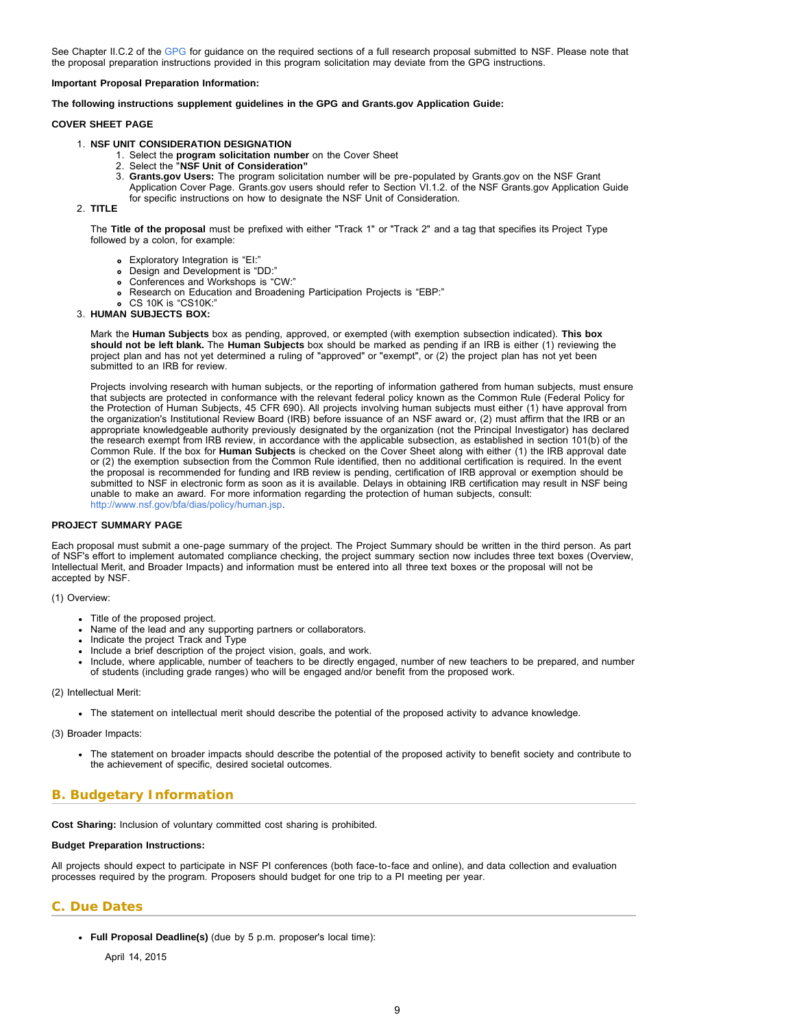See Chapter II.C.2 of the GPG for guidance on the required sections of a full research proposal submitted to NSF. Please note that the proposal preparation instructions provided in this program solicitation may deviate from the GPG instructions.

**Important Proposal Preparation Information:**

**The following instructions supplement guidelines in the GPG and Grants.gov Application Guide:**

**COVER SHEET PAGE**

1. **NSF UNIT CONSIDERATION DESIGNATION**
    1. Select the **program solicitation number** on the Cover Sheet
    2. Select the "**NSF Unit of Consideration"**
    3. **Grants.gov Users:** The program solicitation number will be pre-populated by Grants.gov on the NSF Grant Application Cover Page. Grants.gov users should refer to Section VI.1.2. of the NSF Grants.gov Application Guide for specific instructions on how to designate the NSF Unit of Consideration.
2. **TITLE**

    The **Title of the proposal** must be prefixed with either "Track 1" or "Track 2" and a tag that specifies its Project Type followed by a colon, for example:

    - Exploratory Integration is "EI:"
    - Design and Development is "DD:"
    - Conferences and Workshops is "CW:"
    - Research on Education and Broadening Participation Projects is "EBP:"
    - CS 10K is "CS10K:"
3. **HUMAN SUBJECTS BOX:**

    Mark the **Human Subjects** box as pending, approved, or exempted (with exemption subsection indicated). **This box should not be left blank.** The **Human Subjects** box should be marked as pending if an IRB is either (1) reviewing the project plan and has not yet determined a ruling of "approved" or "exempt", or (2) the project plan has not yet been submitted to an IRB for review.

    Projects involving research with human subjects, or the reporting of information gathered from human subjects, must ensure that subjects are protected in conformance with the relevant federal policy known as the Common Rule (Federal Policy for the Protection of Human Subjects, 45 CFR 690). All projects involving human subjects must either (1) have approval from the organization's Institutional Review Board (IRB) before issuance of an NSF award or, (2) must affirm that the IRB or an appropriate knowledgeable authority previously designated by the organization (not the Principal Investigator) has declared the research exempt from IRB review, in accordance with the applicable subsection, as established in section 101(b) of the Common Rule. If the box for **Human Subjects** is checked on the Cover Sheet along with either (1) the IRB approval date or (2) the exemption subsection from the Common Rule identified, then no additional certification is required. In the event the proposal is recommended for funding and IRB review is pending, certification of IRB approval or exemption should be submitted to NSF in electronic form as soon as it is available. Delays in obtaining IRB certification may result in NSF being unable to make an award. For more information regarding the protection of human subjects, consult: http://www.nsf.gov/bfa/dias/policy/human.jsp.

**PROJECT SUMMARY PAGE**

Each proposal must submit a one-page summary of the project. The Project Summary should be written in the third person. As part of NSF's effort to implement automated compliance checking, the project summary section now includes three text boxes (Overview, Intellectual Merit, and Broader Impacts) and information must be entered into all three text boxes or the proposal will not be accepted by NSF.

(1) Overview:

- Title of the proposed project.
- Name of the lead and any supporting partners or collaborators.
- Indicate the project Track and Type
- Include a brief description of the project vision, goals, and work.
- Include, where applicable, number of teachers to be directly engaged, number of new teachers to be prepared, and number of students (including grade ranges) who will be engaged and/or benefit from the proposed work.

(2) Intellectual Merit:

- The statement on intellectual merit should describe the potential of the proposed activity to advance knowledge.

(3) Broader Impacts:

- The statement on broader impacts should describe the potential of the proposed activity to benefit society and contribute to the achievement of specific, desired societal outcomes.

## B. Budgetary Information

**Cost Sharing:** Inclusion of voluntary committed cost sharing is prohibited.

**Budget Preparation Instructions:**

All projects should expect to participate in NSF PI conferences (both face-to-face and online), and data collection and evaluation processes required by the program. Proposers should budget for one trip to a PI meeting per year.

## C. Due Dates

- **Full Proposal Deadline(s)** (due by 5 p.m. proposer's local time):

    April 14, 2015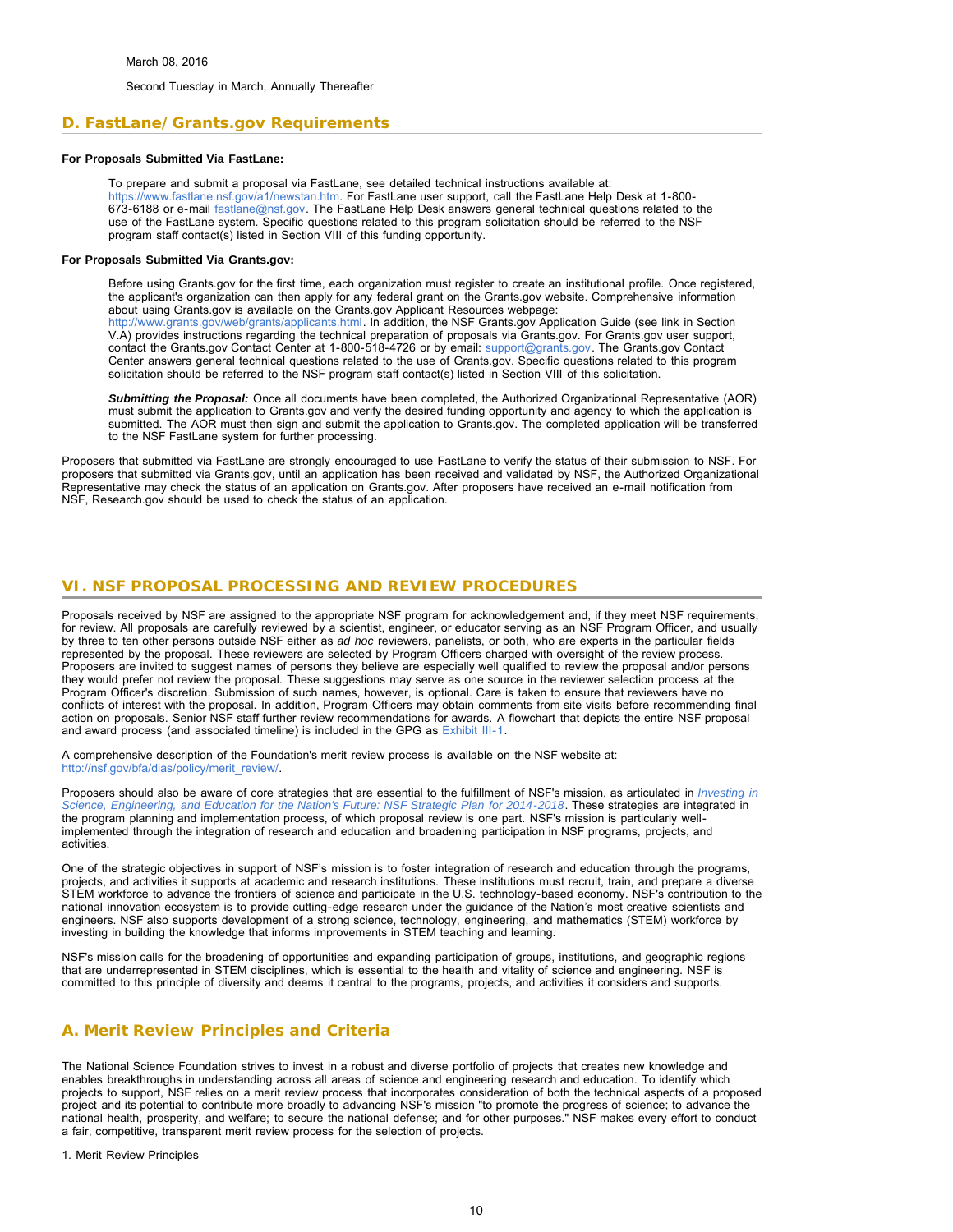March 08, 2016

Second Tuesday in March, Annually Thereafter

## D. FastLane/Grants.gov Requirements

**For Proposals Submitted Via FastLane:**

To prepare and submit a proposal via FastLane, see detailed technical instructions available at: https://www.fastlane.nsf.gov/a1/newstan.htm. For FastLane user support, call the FastLane Help Desk at 1-800-673-6188 or e-mail fastlane@nsf.gov. The FastLane Help Desk answers general technical questions related to the use of the FastLane system. Specific questions related to this program solicitation should be referred to the NSF program staff contact(s) listed in Section VIII of this funding opportunity.

**For Proposals Submitted Via Grants.gov:**

Before using Grants.gov for the first time, each organization must register to create an institutional profile. Once registered, the applicant's organization can then apply for any federal grant on the Grants.gov website. Comprehensive information about using Grants.gov is available on the Grants.gov Applicant Resources webpage: http://www.grants.gov/web/grants/applicants.html. In addition, the NSF Grants.gov Application Guide (see link in Section V.A) provides instructions regarding the technical preparation of proposals via Grants.gov. For Grants.gov user support, contact the Grants.gov Contact Center at 1-800-518-4726 or by email: support@grants.gov. The Grants.gov Contact Center answers general technical questions related to the use of Grants.gov. Specific questions related to this program solicitation should be referred to the NSF program staff contact(s) listed in Section VIII of this solicitation.

***Submitting the Proposal:*** Once all documents have been completed, the Authorized Organizational Representative (AOR) must submit the application to Grants.gov and verify the desired funding opportunity and agency to which the application is submitted. The AOR must then sign and submit the application to Grants.gov. The completed application will be transferred to the NSF FastLane system for further processing.

Proposers that submitted via FastLane are strongly encouraged to use FastLane to verify the status of their submission to NSF. For proposers that submitted via Grants.gov, until an application has been received and validated by NSF, the Authorized Organizational Representative may check the status of an application on Grants.gov. After proposers have received an e-mail notification from NSF, Research.gov should be used to check the status of an application.

# VI. NSF PROPOSAL PROCESSING AND REVIEW PROCEDURES

Proposals received by NSF are assigned to the appropriate NSF program for acknowledgement and, if they meet NSF requirements, for review. All proposals are carefully reviewed by a scientist, engineer, or educator serving as an NSF Program Officer, and usually by three to ten other persons outside NSF either as *ad hoc* reviewers, panelists, or both, who are experts in the particular fields represented by the proposal. These reviewers are selected by Program Officers charged with oversight of the review process. Proposers are invited to suggest names of persons they believe are especially well qualified to review the proposal and/or persons they would prefer not review the proposal. These suggestions may serve as one source in the reviewer selection process at the Program Officer's discretion. Submission of such names, however, is optional. Care is taken to ensure that reviewers have no conflicts of interest with the proposal. In addition, Program Officers may obtain comments from site visits before recommending final action on proposals. Senior NSF staff further review recommendations for awards. A flowchart that depicts the entire NSF proposal and award process (and associated timeline) is included in the GPG as Exhibit III-1.

A comprehensive description of the Foundation's merit review process is available on the NSF website at: http://nsf.gov/bfa/dias/policy/merit_review/.

Proposers should also be aware of core strategies that are essential to the fulfillment of NSF's mission, as articulated in *Investing in Science, Engineering, and Education for the Nation's Future: NSF Strategic Plan for 2014-2018*. These strategies are integrated in the program planning and implementation process, of which proposal review is one part. NSF's mission is particularly well-implemented through the integration of research and education and broadening participation in NSF programs, projects, and activities.

One of the strategic objectives in support of NSF's mission is to foster integration of research and education through the programs, projects, and activities it supports at academic and research institutions. These institutions must recruit, train, and prepare a diverse STEM workforce to advance the frontiers of science and participate in the U.S. technology-based economy. NSF's contribution to the national innovation ecosystem is to provide cutting-edge research under the guidance of the Nation's most creative scientists and engineers. NSF also supports development of a strong science, technology, engineering, and mathematics (STEM) workforce by investing in building the knowledge that informs improvements in STEM teaching and learning.

NSF's mission calls for the broadening of opportunities and expanding participation of groups, institutions, and geographic regions that are underrepresented in STEM disciplines, which is essential to the health and vitality of science and engineering. NSF is committed to this principle of diversity and deems it central to the programs, projects, and activities it considers and supports.

## A. Merit Review Principles and Criteria

The National Science Foundation strives to invest in a robust and diverse portfolio of projects that creates new knowledge and enables breakthroughs in understanding across all areas of science and engineering research and education. To identify which projects to support, NSF relies on a merit review process that incorporates consideration of both the technical aspects of a proposed project and its potential to contribute more broadly to advancing NSF's mission "to promote the progress of science; to advance the national health, prosperity, and welfare; to secure the national defense; and for other purposes." NSF makes every effort to conduct a fair, competitive, transparent merit review process for the selection of projects.

1. Merit Review Principles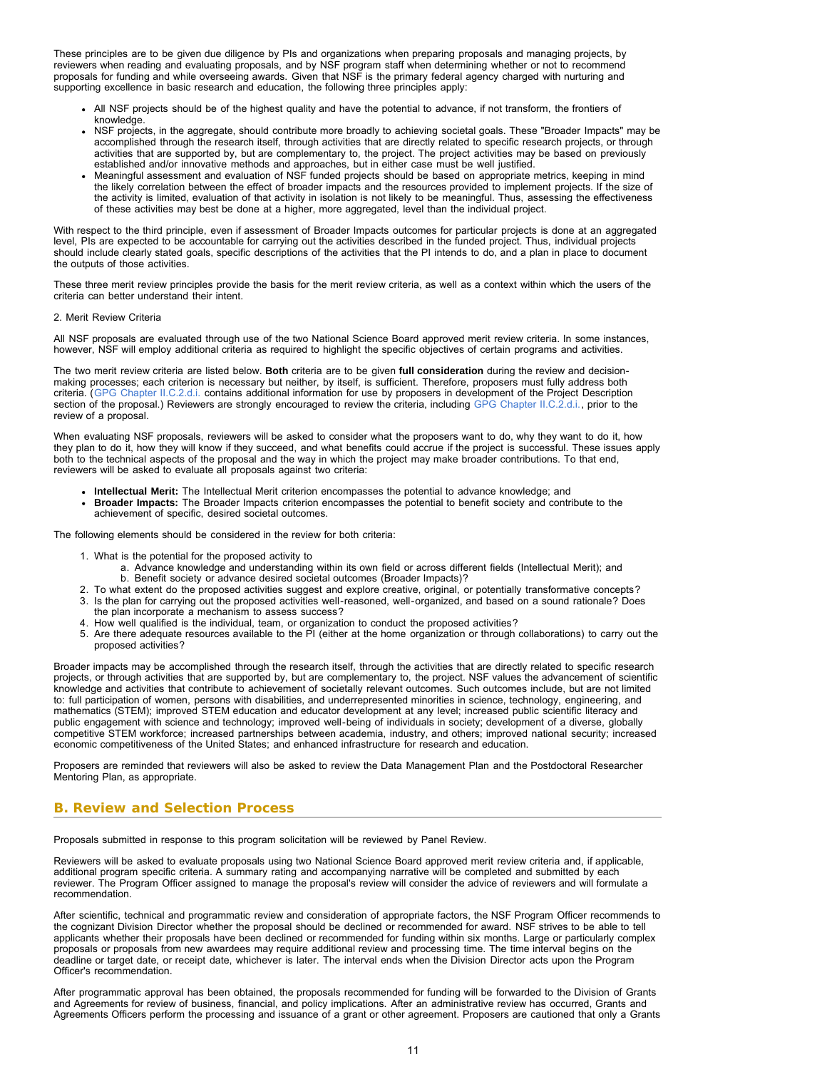These principles are to be given due diligence by PIs and organizations when preparing proposals and managing projects, by reviewers when reading and evaluating proposals, and by NSF program staff when determining whether or not to recommend proposals for funding and while overseeing awards. Given that NSF is the primary federal agency charged with nurturing and supporting excellence in basic research and education, the following three principles apply:

- All NSF projects should be of the highest quality and have the potential to advance, if not transform, the frontiers of knowledge.
- NSF projects, in the aggregate, should contribute more broadly to achieving societal goals. These "Broader Impacts" may be accomplished through the research itself, through activities that are directly related to specific research projects, or through activities that are supported by, but are complementary to, the project. The project activities may be based on previously established and/or innovative methods and approaches, but in either case must be well justified.
- Meaningful assessment and evaluation of NSF funded projects should be based on appropriate metrics, keeping in mind the likely correlation between the effect of broader impacts and the resources provided to implement projects. If the size of the activity is limited, evaluation of that activity in isolation is not likely to be meaningful. Thus, assessing the effectiveness of these activities may best be done at a higher, more aggregated, level than the individual project.

With respect to the third principle, even if assessment of Broader Impacts outcomes for particular projects is done at an aggregated level, PIs are expected to be accountable for carrying out the activities described in the funded project. Thus, individual projects should include clearly stated goals, specific descriptions of the activities that the PI intends to do, and a plan in place to document the outputs of those activities.

These three merit review principles provide the basis for the merit review criteria, as well as a context within which the users of the criteria can better understand their intent.

2. Merit Review Criteria

All NSF proposals are evaluated through use of the two National Science Board approved merit review criteria. In some instances, however, NSF will employ additional criteria as required to highlight the specific objectives of certain programs and activities.

The two merit review criteria are listed below. **Both** criteria are to be given **full consideration** during the review and decision-making processes; each criterion is necessary but neither, by itself, is sufficient. Therefore, proposers must fully address both criteria. (GPG Chapter II.C.2.d.i. contains additional information for use by proposers in development of the Project Description section of the proposal.) Reviewers are strongly encouraged to review the criteria, including GPG Chapter II.C.2.d.i., prior to the review of a proposal.

When evaluating NSF proposals, reviewers will be asked to consider what the proposers want to do, why they want to do it, how they plan to do it, how they will know if they succeed, and what benefits could accrue if the project is successful. These issues apply both to the technical aspects of the proposal and the way in which the project may make broader contributions. To that end, reviewers will be asked to evaluate all proposals against two criteria:

- **Intellectual Merit:** The Intellectual Merit criterion encompasses the potential to advance knowledge; and
- **Broader Impacts:** The Broader Impacts criterion encompasses the potential to benefit society and contribute to the achievement of specific, desired societal outcomes.

The following elements should be considered in the review for both criteria:

1. What is the potential for the proposed activity to
   a. Advance knowledge and understanding within its own field or across different fields (Intellectual Merit); and
   b. Benefit society or advance desired societal outcomes (Broader Impacts)?
2. To what extent do the proposed activities suggest and explore creative, original, or potentially transformative concepts?
3. Is the plan for carrying out the proposed activities well-reasoned, well-organized, and based on a sound rationale? Does the plan incorporate a mechanism to assess success?
4. How well qualified is the individual, team, or organization to conduct the proposed activities?
5. Are there adequate resources available to the PI (either at the home organization or through collaborations) to carry out the proposed activities?

Broader impacts may be accomplished through the research itself, through the activities that are directly related to specific research projects, or through activities that are supported by, but are complementary to, the project. NSF values the advancement of scientific knowledge and activities that contribute to achievement of societally relevant outcomes. Such outcomes include, but are not limited to: full participation of women, persons with disabilities, and underrepresented minorities in science, technology, engineering, and mathematics (STEM); improved STEM education and educator development at any level; increased public scientific literacy and public engagement with science and technology; improved well-being of individuals in society; development of a diverse, globally competitive STEM workforce; increased partnerships between academia, industry, and others; improved national security; increased economic competitiveness of the United States; and enhanced infrastructure for research and education.

Proposers are reminded that reviewers will also be asked to review the Data Management Plan and the Postdoctoral Researcher Mentoring Plan, as appropriate.

## B. Review and Selection Process

Proposals submitted in response to this program solicitation will be reviewed by Panel Review.

Reviewers will be asked to evaluate proposals using two National Science Board approved merit review criteria and, if applicable, additional program specific criteria. A summary rating and accompanying narrative will be completed and submitted by each reviewer. The Program Officer assigned to manage the proposal's review will consider the advice of reviewers and will formulate a recommendation.

After scientific, technical and programmatic review and consideration of appropriate factors, the NSF Program Officer recommends to the cognizant Division Director whether the proposal should be declined or recommended for award. NSF strives to be able to tell applicants whether their proposals have been declined or recommended for funding within six months. Large or particularly complex proposals or proposals from new awardees may require additional review and processing time. The time interval begins on the deadline or target date, or receipt date, whichever is later. The interval ends when the Division Director acts upon the Program Officer's recommendation.

After programmatic approval has been obtained, the proposals recommended for funding will be forwarded to the Division of Grants and Agreements for review of business, financial, and policy implications. After an administrative review has occurred, Grants and Agreements Officers perform the processing and issuance of a grant or other agreement. Proposers are cautioned that only a Grants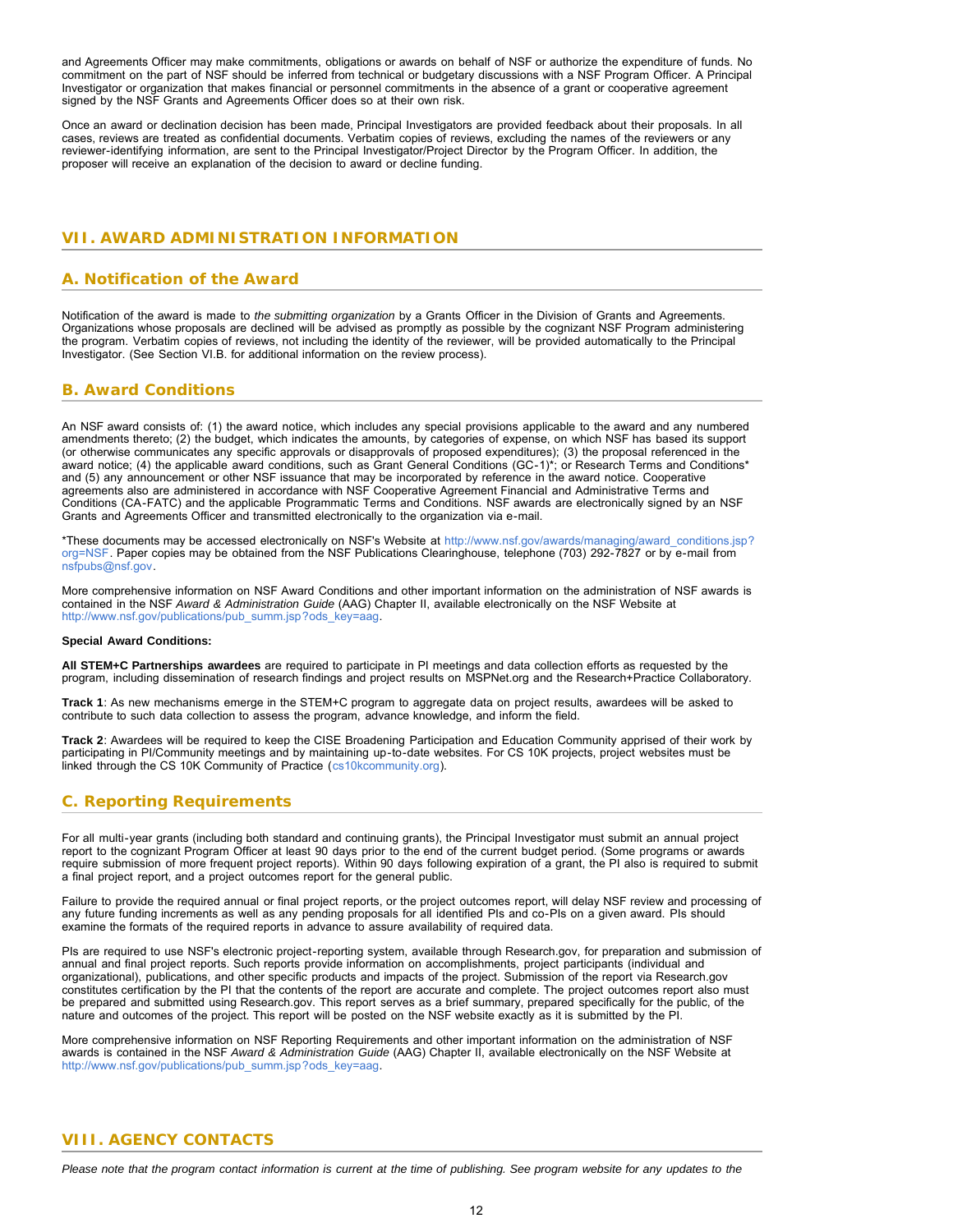and Agreements Officer may make commitments, obligations or awards on behalf of NSF or authorize the expenditure of funds. No commitment on the part of NSF should be inferred from technical or budgetary discussions with a NSF Program Officer. A Principal Investigator or organization that makes financial or personnel commitments in the absence of a grant or cooperative agreement signed by the NSF Grants and Agreements Officer does so at their own risk.

Once an award or declination decision has been made, Principal Investigators are provided feedback about their proposals. In all cases, reviews are treated as confidential documents. Verbatim copies of reviews, excluding the names of the reviewers or any reviewer-identifying information, are sent to the Principal Investigator/Project Director by the Program Officer. In addition, the proposer will receive an explanation of the decision to award or decline funding.

## VII. AWARD ADMINISTRATION INFORMATION

### A. Notification of the Award

Notification of the award is made to *the submitting organization* by a Grants Officer in the Division of Grants and Agreements. Organizations whose proposals are declined will be advised as promptly as possible by the cognizant NSF Program administering the program. Verbatim copies of reviews, not including the identity of the reviewer, will be provided automatically to the Principal Investigator. (See Section VI.B. for additional information on the review process).

### B. Award Conditions

An NSF award consists of: (1) the award notice, which includes any special provisions applicable to the award and any numbered amendments thereto; (2) the budget, which indicates the amounts, by categories of expense, on which NSF has based its support (or otherwise communicates any specific approvals or disapprovals of proposed expenditures); (3) the proposal referenced in the award notice; (4) the applicable award conditions, such as Grant General Conditions (GC-1)*; or Research Terms and Conditions* and (5) any announcement or other NSF issuance that may be incorporated by reference in the award notice. Cooperative agreements also are administered in accordance with NSF Cooperative Agreement Financial and Administrative Terms and Conditions (CA-FATC) and the applicable Programmatic Terms and Conditions. NSF awards are electronically signed by an NSF Grants and Agreements Officer and transmitted electronically to the organization via e-mail.

*These documents may be accessed electronically on NSF's Website at http://www.nsf.gov/awards/managing/award_conditions.jsp?org=NSF. Paper copies may be obtained from the NSF Publications Clearinghouse, telephone (703) 292-7827 or by e-mail from nsfpubs@nsf.gov.

More comprehensive information on NSF Award Conditions and other important information on the administration of NSF awards is contained in the NSF *Award & Administration Guide* (AAG) Chapter II, available electronically on the NSF Website at http://www.nsf.gov/publications/pub_summ.jsp?ods_key=aag.

**Special Award Conditions:**

**All STEM+C Partnerships awardees** are required to participate in PI meetings and data collection efforts as requested by the program, including dissemination of research findings and project results on MSPNet.org and the Research+Practice Collaboratory.

**Track 1**: As new mechanisms emerge in the STEM+C program to aggregate data on project results, awardees will be asked to contribute to such data collection to assess the program, advance knowledge, and inform the field.

**Track 2**: Awardees will be required to keep the CISE Broadening Participation and Education Community apprised of their work by participating in PI/Community meetings and by maintaining up-to-date websites. For CS 10K projects, project websites must be linked through the CS 10K Community of Practice (cs10kcommunity.org).

### C. Reporting Requirements

For all multi-year grants (including both standard and continuing grants), the Principal Investigator must submit an annual project report to the cognizant Program Officer at least 90 days prior to the end of the current budget period. (Some programs or awards require submission of more frequent project reports). Within 90 days following expiration of a grant, the PI also is required to submit a final project report, and a project outcomes report for the general public.

Failure to provide the required annual or final project reports, or the project outcomes report, will delay NSF review and processing of any future funding increments as well as any pending proposals for all identified PIs and co-PIs on a given award. PIs should examine the formats of the required reports in advance to assure availability of required data.

PIs are required to use NSF's electronic project-reporting system, available through Research.gov, for preparation and submission of annual and final project reports. Such reports provide information on accomplishments, project participants (individual and organizational), publications, and other specific products and impacts of the project. Submission of the report via Research.gov constitutes certification by the PI that the contents of the report are accurate and complete. The project outcomes report also must be prepared and submitted using Research.gov. This report serves as a brief summary, prepared specifically for the public, of the nature and outcomes of the project. This report will be posted on the NSF website exactly as it is submitted by the PI.

More comprehensive information on NSF Reporting Requirements and other important information on the administration of NSF awards is contained in the NSF *Award & Administration Guide* (AAG) Chapter II, available electronically on the NSF Website at http://www.nsf.gov/publications/pub_summ.jsp?ods_key=aag.

## VIII. AGENCY CONTACTS

*Please note that the program contact information is current at the time of publishing. See program website for any updates to the*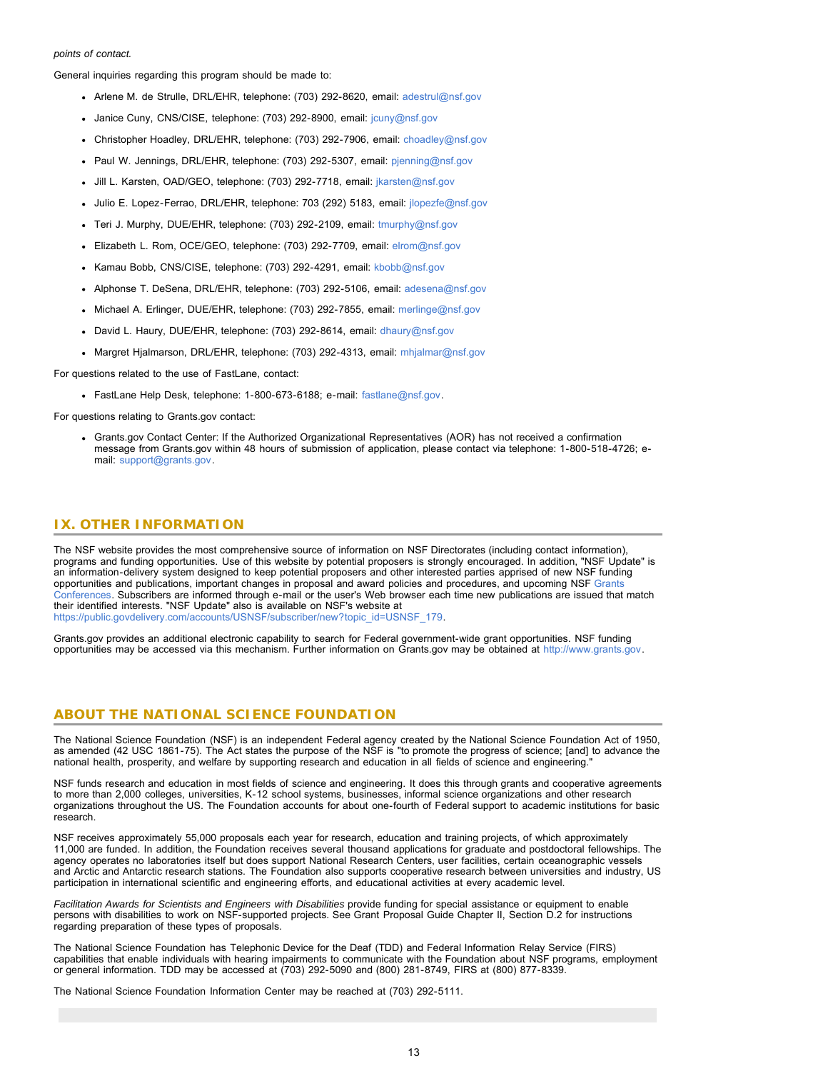*points of contact.*

General inquiries regarding this program should be made to:

- Arlene M. de Strulle, DRL/EHR, telephone: (703) 292-8620, email: adestrul@nsf.gov
- Janice Cuny, CNS/CISE, telephone: (703) 292-8900, email: jcuny@nsf.gov
- Christopher Hoadley, DRL/EHR, telephone: (703) 292-7906, email: choadley@nsf.gov
- Paul W. Jennings, DRL/EHR, telephone: (703) 292-5307, email: pjenning@nsf.gov
- Jill L. Karsten, OAD/GEO, telephone: (703) 292-7718, email: jkarsten@nsf.gov
- Julio E. Lopez-Ferrao, DRL/EHR, telephone: 703 (292) 5183, email: jlopezfe@nsf.gov
- Teri J. Murphy, DUE/EHR, telephone: (703) 292-2109, email: tmurphy@nsf.gov
- Elizabeth L. Rom, OCE/GEO, telephone: (703) 292-7709, email: elrom@nsf.gov
- Kamau Bobb, CNS/CISE, telephone: (703) 292-4291, email: kbobb@nsf.gov
- Alphonse T. DeSena, DRL/EHR, telephone: (703) 292-5106, email: adesena@nsf.gov
- Michael A. Erlinger, DUE/EHR, telephone: (703) 292-7855, email: merlinge@nsf.gov
- David L. Haury, DUE/EHR, telephone: (703) 292-8614, email: dhaury@nsf.gov
- Margret Hjalmarson, DRL/EHR, telephone: (703) 292-4313, email: mhjalmar@nsf.gov

For questions related to the use of FastLane, contact:

- FastLane Help Desk, telephone: 1-800-673-6188; e-mail: fastlane@nsf.gov.

For questions relating to Grants.gov contact:

- Grants.gov Contact Center: If the Authorized Organizational Representatives (AOR) has not received a confirmation message from Grants.gov within 48 hours of submission of application, please contact via telephone: 1-800-518-4726; e-mail: support@grants.gov.

## IX. OTHER INFORMATION

The NSF website provides the most comprehensive source of information on NSF Directorates (including contact information), programs and funding opportunities. Use of this website by potential proposers is strongly encouraged. In addition, "NSF Update" is an information-delivery system designed to keep potential proposers and other interested parties apprised of new NSF funding opportunities and publications, important changes in proposal and award policies and procedures, and upcoming NSF Grants Conferences. Subscribers are informed through e-mail or the user's Web browser each time new publications are issued that match their identified interests. "NSF Update" also is available on NSF's website at https://public.govdelivery.com/accounts/USNSF/subscriber/new?topic_id=USNSF_179.

Grants.gov provides an additional electronic capability to search for Federal government-wide grant opportunities. NSF funding opportunities may be accessed via this mechanism. Further information on Grants.gov may be obtained at http://www.grants.gov.

## ABOUT THE NATIONAL SCIENCE FOUNDATION

The National Science Foundation (NSF) is an independent Federal agency created by the National Science Foundation Act of 1950, as amended (42 USC 1861-75). The Act states the purpose of the NSF is "to promote the progress of science; [and] to advance the national health, prosperity, and welfare by supporting research and education in all fields of science and engineering."

NSF funds research and education in most fields of science and engineering. It does this through grants and cooperative agreements to more than 2,000 colleges, universities, K-12 school systems, businesses, informal science organizations and other research organizations throughout the US. The Foundation accounts for about one-fourth of Federal support to academic institutions for basic research.

NSF receives approximately 55,000 proposals each year for research, education and training projects, of which approximately 11,000 are funded. In addition, the Foundation receives several thousand applications for graduate and postdoctoral fellowships. The agency operates no laboratories itself but does support National Research Centers, user facilities, certain oceanographic vessels and Arctic and Antarctic research stations. The Foundation also supports cooperative research between universities and industry, US participation in international scientific and engineering efforts, and educational activities at every academic level.

*Facilitation Awards for Scientists and Engineers with Disabilities* provide funding for special assistance or equipment to enable persons with disabilities to work on NSF-supported projects. See Grant Proposal Guide Chapter II, Section D.2 for instructions regarding preparation of these types of proposals.

The National Science Foundation has Telephonic Device for the Deaf (TDD) and Federal Information Relay Service (FIRS) capabilities that enable individuals with hearing impairments to communicate with the Foundation about NSF programs, employment or general information. TDD may be accessed at (703) 292-5090 and (800) 281-8749, FIRS at (800) 877-8339.

The National Science Foundation Information Center may be reached at (703) 292-5111.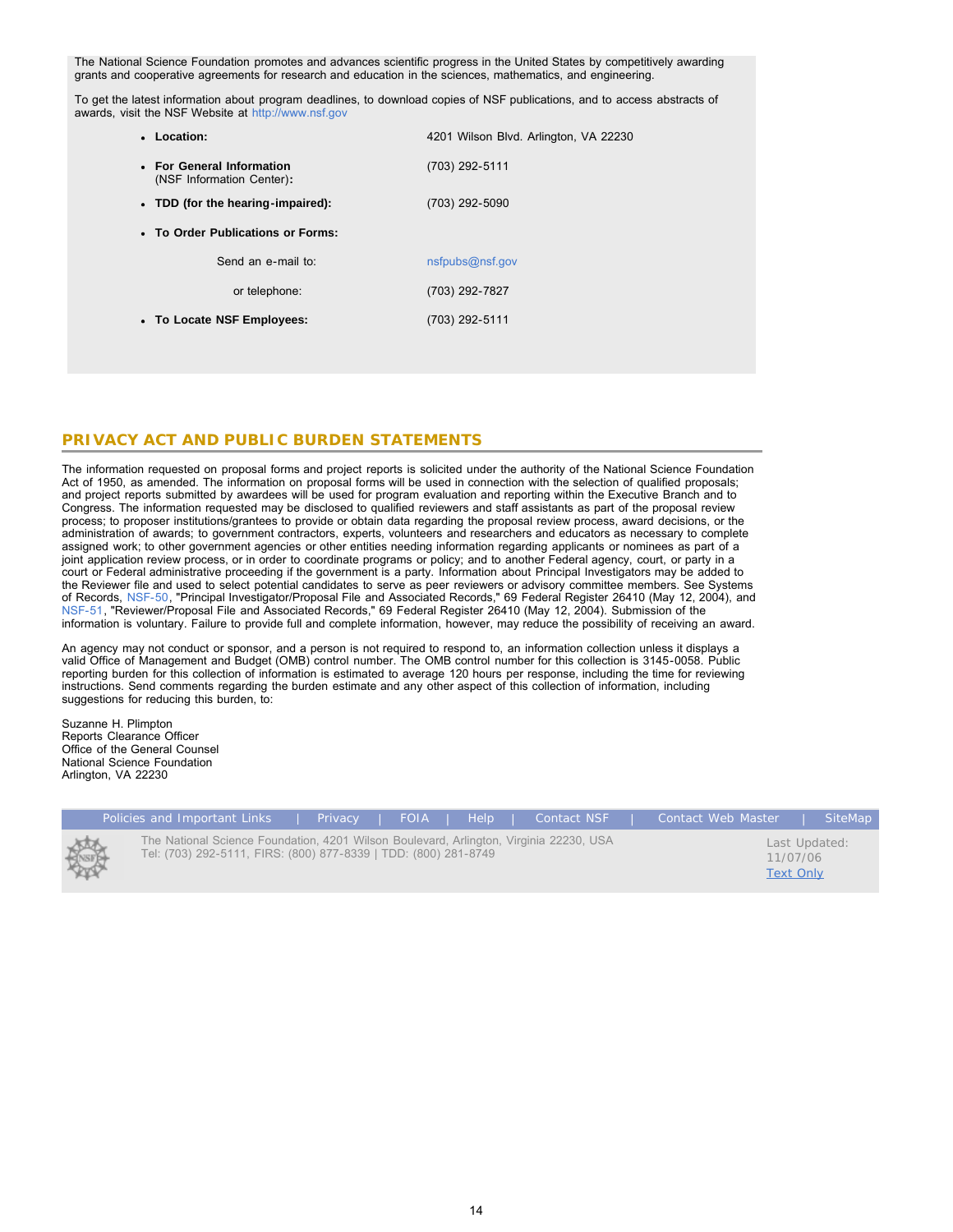The National Science Foundation promotes and advances scientific progress in the United States by competitively awarding grants and cooperative agreements for research and education in the sciences, mathematics, and engineering.

To get the latest information about program deadlines, to download copies of NSF publications, and to access abstracts of awards, visit the NSF Website at http://www.nsf.gov

- **Location:** 4201 Wilson Blvd. Arlington, VA 22230
- **For General Information** (NSF Information Center)**:** (703) 292-5111
- **TDD (for the hearing-impaired):** (703) 292-5090
- **To Order Publications or Forms:**
  - Send an e-mail to: nsfpubs@nsf.gov
  - or telephone: (703) 292-7827
- **To Locate NSF Employees:** (703) 292-5111

## PRIVACY ACT AND PUBLIC BURDEN STATEMENTS

The information requested on proposal forms and project reports is solicited under the authority of the National Science Foundation Act of 1950, as amended. The information on proposal forms will be used in connection with the selection of qualified proposals; and project reports submitted by awardees will be used for program evaluation and reporting within the Executive Branch and to Congress. The information requested may be disclosed to qualified reviewers and staff assistants as part of the proposal review process; to proposer institutions/grantees to provide or obtain data regarding the proposal review process, award decisions, or the administration of awards; to government contractors, experts, volunteers and researchers and educators as necessary to complete assigned work; to other government agencies or other entities needing information regarding applicants or nominees as part of a joint application review process, or in order to coordinate programs or policy; and to another Federal agency, court, or party in a court or Federal administrative proceeding if the government is a party. Information about Principal Investigators may be added to the Reviewer file and used to select potential candidates to serve as peer reviewers or advisory committee members. See Systems of Records, NSF-50, "Principal Investigator/Proposal File and Associated Records," 69 Federal Register 26410 (May 12, 2004), and NSF-51, "Reviewer/Proposal File and Associated Records," 69 Federal Register 26410 (May 12, 2004). Submission of the information is voluntary. Failure to provide full and complete information, however, may reduce the possibility of receiving an award.

An agency may not conduct or sponsor, and a person is not required to respond to, an information collection unless it displays a valid Office of Management and Budget (OMB) control number. The OMB control number for this collection is 3145-0058. Public reporting burden for this collection of information is estimated to average 120 hours per response, including the time for reviewing instructions. Send comments regarding the burden estimate and any other aspect of this collection of information, including suggestions for reducing this burden, to:

Suzanne H. Plimpton
Reports Clearance Officer
Office of the General Counsel
National Science Foundation
Arlington, VA 22230

Policies and Important Links | Privacy | FOIA | Help | Contact NSF | Contact Web Master | SiteMap

The National Science Foundation, 4201 Wilson Boulevard, Arlington, Virginia 22230, USA
Tel: (703) 292-5111, FIRS: (800) 877-8339 | TDD: (800) 281-8749

Last Updated: 11/07/06
Text Only